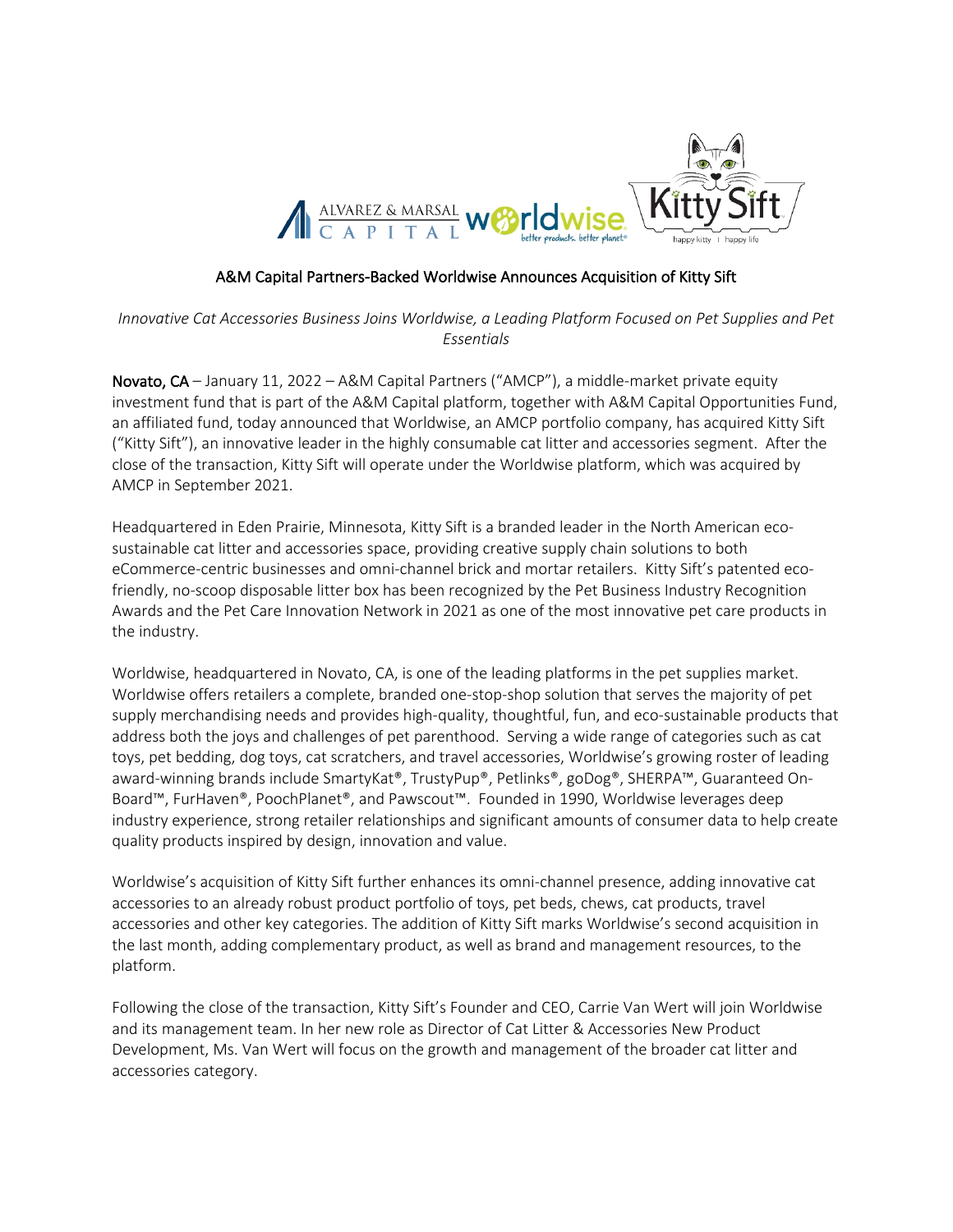## A&M Capital Partners-Backed Worldwise Announces Acquisition of Kitty Sift

*Innovative Cat Accessories Business Joins Worldwise, a Leading Platform Focused on Pet Supplies and Pet Essentials*

**Novato, CA** – January 11, 2022 – A&M Capital Partners ("AMCP"), a middle-market private equity investment fund that is part of the A&M Capital platform, together with A&M Capital Opportunities Fund, an affiliated fund, today announced that Worldwise, an AMCP portfolio company, has acquired Kitty Sift ("Kitty Sift"), an innovative leader in the highly consumable cat litter and accessories segment. After the close of the transaction, Kitty Sift will operate under the Worldwise platform, which was acquired by AMCP in September 2021.

Headquartered in Eden Prairie, Minnesota, Kitty Sift is a branded leader in the North American eco-sustainable cat litter and accessories space, providing creative supply chain solutions to both eCommerce-centric businesses and omni-channel brick and mortar retailers. Kitty Sift's patented eco-friendly, no-scoop disposable litter box has been recognized by the Pet Business Industry Recognition Awards and the Pet Care Innovation Network in 2021 as one of the most innovative pet care products in the industry.

Worldwise, headquartered in Novato, CA, is one of the leading platforms in the pet supplies market. Worldwise offers retailers a complete, branded one-stop-shop solution that serves the majority of pet supply merchandising needs and provides high-quality, thoughtful, fun, and eco-sustainable products that address both the joys and challenges of pet parenthood. Serving a wide range of categories such as cat toys, pet bedding, dog toys, cat scratchers, and travel accessories, Worldwise's growing roster of leading award-winning brands include SmartyKat®, TrustyPup®, Petlinks®, goDog®, SHERPA™, Guaranteed On-Board™, FurHaven®, PoochPlanet®, and Pawscout™. Founded in 1990, Worldwise leverages deep industry experience, strong retailer relationships and significant amounts of consumer data to help create quality products inspired by design, innovation and value.

Worldwise's acquisition of Kitty Sift further enhances its omni-channel presence, adding innovative cat accessories to an already robust product portfolio of toys, pet beds, chews, cat products, travel accessories and other key categories. The addition of Kitty Sift marks Worldwise's second acquisition in the last month, adding complementary product, as well as brand and management resources, to the platform.

Following the close of the transaction, Kitty Sift's Founder and CEO, Carrie Van Wert will join Worldwise and its management team. In her new role as Director of Cat Litter & Accessories New Product Development, Ms. Van Wert will focus on the growth and management of the broader cat litter and accessories category.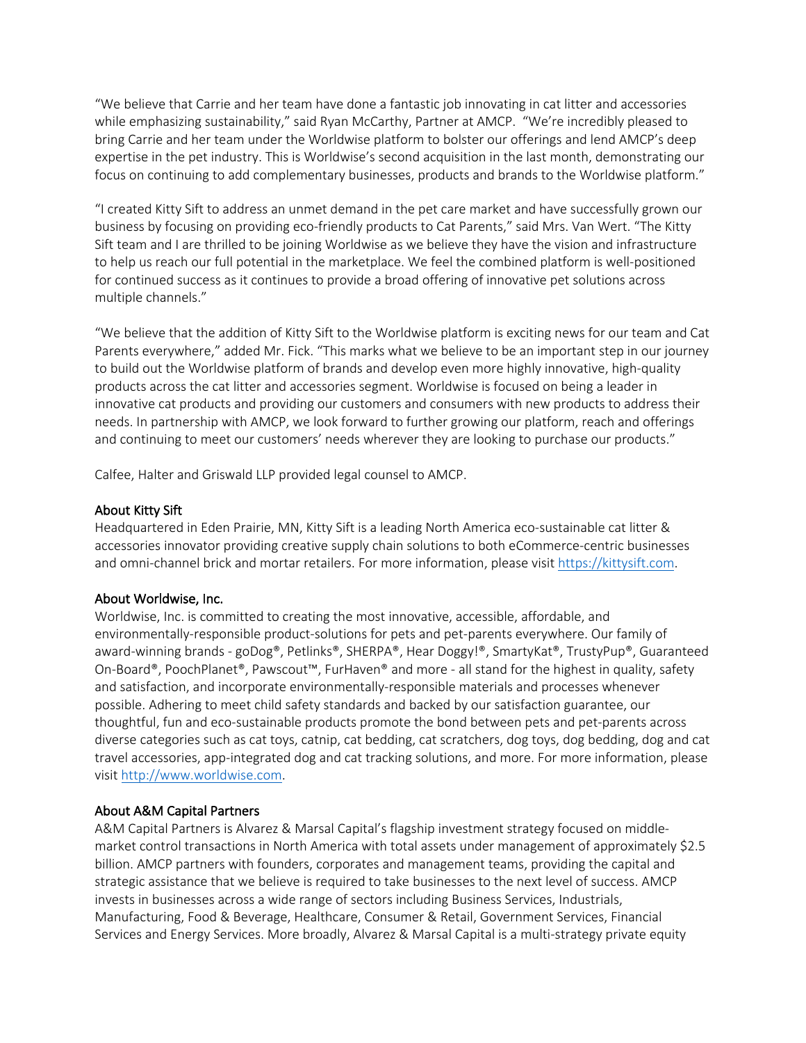"We believe that Carrie and her team have done a fantastic job innovating in cat litter and accessories while emphasizing sustainability," said Ryan McCarthy, Partner at AMCP. "We're incredibly pleased to bring Carrie and her team under the Worldwise platform to bolster our offerings and lend AMCP's deep expertise in the pet industry. This is Worldwise's second acquisition in the last month, demonstrating our focus on continuing to add complementary businesses, products and brands to the Worldwise platform."

"I created Kitty Sift to address an unmet demand in the pet care market and have successfully grown our business by focusing on providing eco-friendly products to Cat Parents," said Mrs. Van Wert. "The Kitty Sift team and I are thrilled to be joining Worldwise as we believe they have the vision and infrastructure to help us reach our full potential in the marketplace. We feel the combined platform is well-positioned for continued success as it continues to provide a broad offering of innovative pet solutions across multiple channels."

"We believe that the addition of Kitty Sift to the Worldwise platform is exciting news for our team and Cat Parents everywhere," added Mr. Fick. "This marks what we believe to be an important step in our journey to build out the Worldwise platform of brands and develop even more highly innovative, high-quality products across the cat litter and accessories segment. Worldwise is focused on being a leader in innovative cat products and providing our customers and consumers with new products to address their needs. In partnership with AMCP, we look forward to further growing our platform, reach and offerings and continuing to meet our customers' needs wherever they are looking to purchase our products."

Calfee, Halter and Griswald LLP provided legal counsel to AMCP.

## About Kitty Sift

Headquartered in Eden Prairie, MN, Kitty Sift is a leading North America eco-sustainable cat litter & accessories innovator providing creative supply chain solutions to both eCommerce-centric businesses and omni-channel brick and mortar retailers. For more information, please visit [https://kittysift.com](https://kittysift.com).

## About Worldwise, Inc.

Worldwise, Inc. is committed to creating the most innovative, accessible, affordable, and environmentally-responsible product-solutions for pets and pet-parents everywhere. Our family of award-winning brands - goDog®, Petlinks®, SHERPA®, Hear Doggy!®, SmartyKat®, TrustyPup®, Guaranteed On-Board®, PoochPlanet®, Pawscout™, FurHaven® and more - all stand for the highest in quality, safety and satisfaction, and incorporate environmentally-responsible materials and processes whenever possible. Adhering to meet child safety standards and backed by our satisfaction guarantee, our thoughtful, fun and eco-sustainable products promote the bond between pets and pet-parents across diverse categories such as cat toys, catnip, cat bedding, cat scratchers, dog toys, dog bedding, dog and cat travel accessories, app-integrated dog and cat tracking solutions, and more. For more information, please visit [http://www.worldwise.com](http://www.worldwise.com).

## About A&M Capital Partners

A&M Capital Partners is Alvarez & Marsal Capital's flagship investment strategy focused on middle-market control transactions in North America with total assets under management of approximately $2.5 billion. AMCP partners with founders, corporates and management teams, providing the capital and strategic assistance that we believe is required to take businesses to the next level of success. AMCP invests in businesses across a wide range of sectors including Business Services, Industrials, Manufacturing, Food & Beverage, Healthcare, Consumer & Retail, Government Services, Financial Services and Energy Services. More broadly, Alvarez & Marsal Capital is a multi-strategy private equity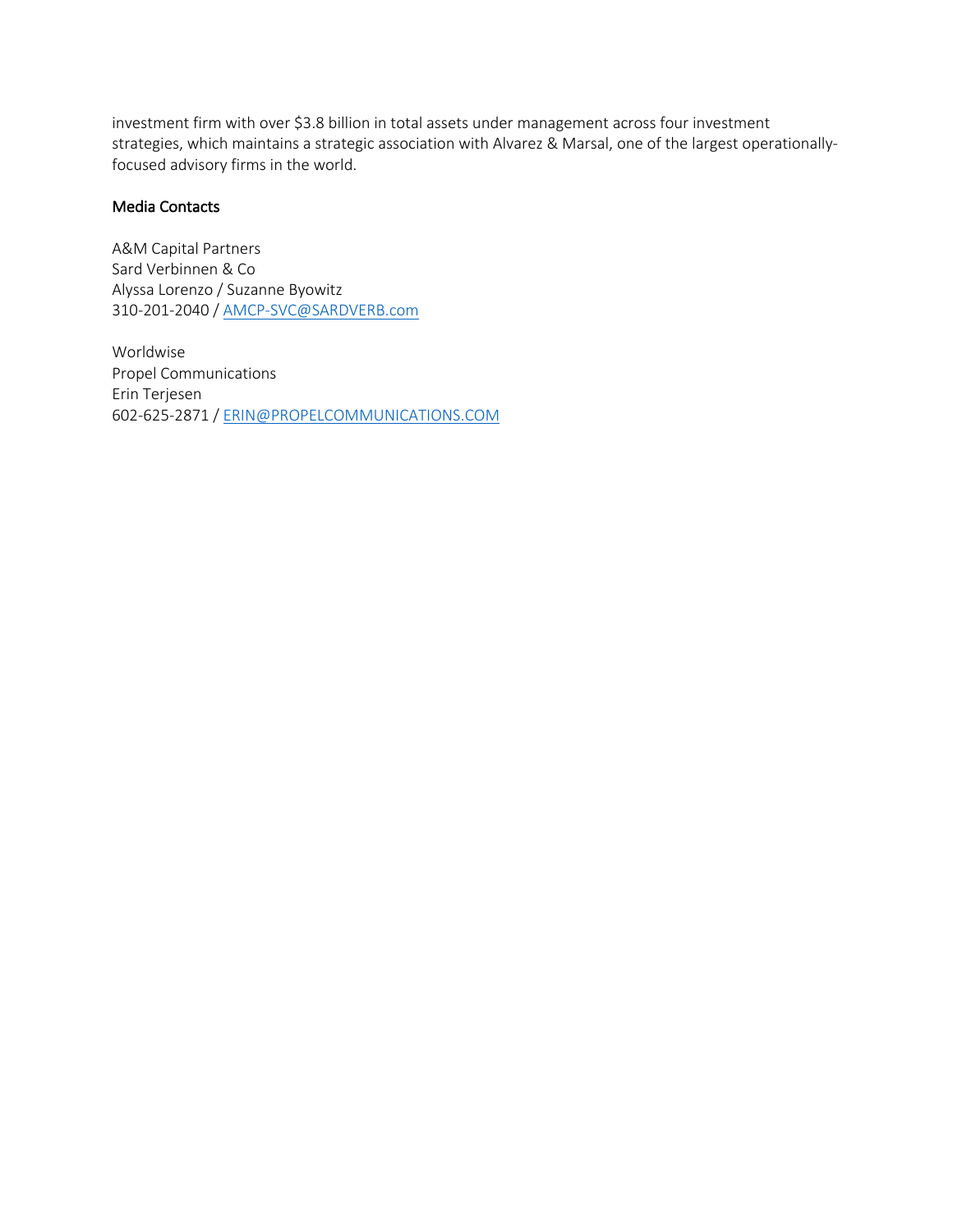investment firm with over $3.8 billion in total assets under management across four investment strategies, which maintains a strategic association with Alvarez & Marsal, one of the largest operationally-focused advisory firms in the world.

## Media Contacts

A&M Capital Partners
Sard Verbinnen & Co
Alyssa Lorenzo / Suzanne Byowitz
310-201-2040 / AMCP-SVC@SARDVERB.com

Worldwise
Propel Communications
Erin Terjesen
602-625-2871 / ERIN@PROPELCOMMUNICATIONS.COM